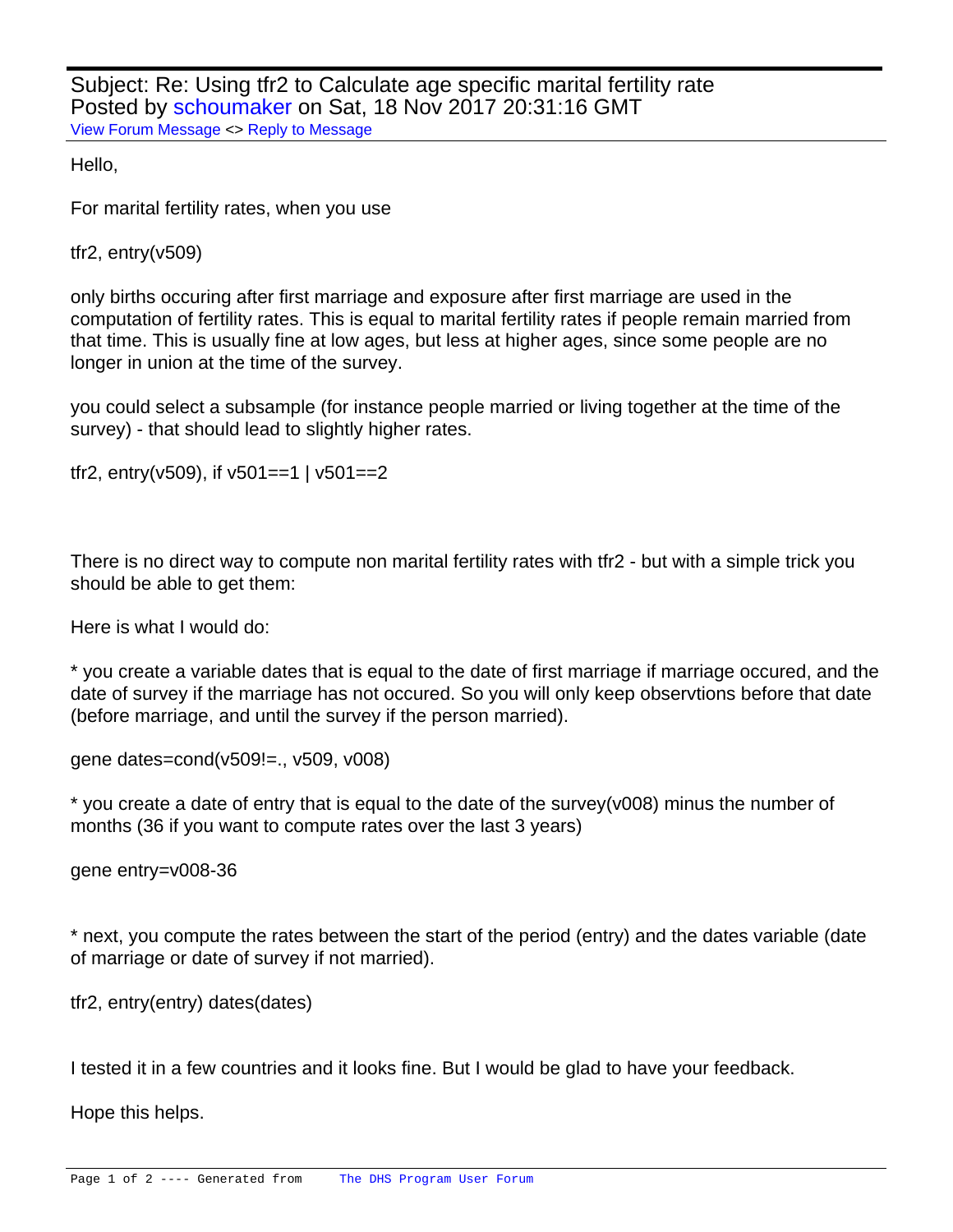Subject: Re: Using tfr2 to Calculate age specific marital fertility rate
Posted by schoumaker on Sat, 18 Nov 2017 20:31:16 GMT
View Forum Message <> Reply to Message

Hello,

For marital fertility rates, when you use

tfr2, entry(v509)

only births occuring after first marriage and exposure after first marriage are used in the computation of fertility rates. This is equal to marital fertility rates if people remain married from that time. This is usually fine at low ages, but less at higher ages, since some people are no longer in union at the time of the survey.

you could select a subsample (for instance people married or living together at the time of the survey) - that should lead to slightly higher rates.

tfr2, entry(v509), if v501==1 | v501==2

There is no direct way to compute non marital fertility rates with tfr2 - but with a simple trick you should be able to get them:

Here is what I would do:

* you create a variable dates that is equal to the date of first marriage if marriage occured, and the date of survey if the marriage has not occured. So you will only keep observtions before that date (before marriage, and until the survey if the person married).

gene dates=cond(v509!=., v509, v008)

* you create a date of entry that is equal to the date of the survey(v008) minus the number of months (36 if you want to compute rates over the last 3 years)

gene entry=v008-36

* next, you compute the rates between the start of the period (entry) and the dates variable (date of marriage or date of survey if not married).

tfr2, entry(entry) dates(dates)

I tested it in a few countries and it looks fine. But I would be glad to have your feedback.

Hope this helps.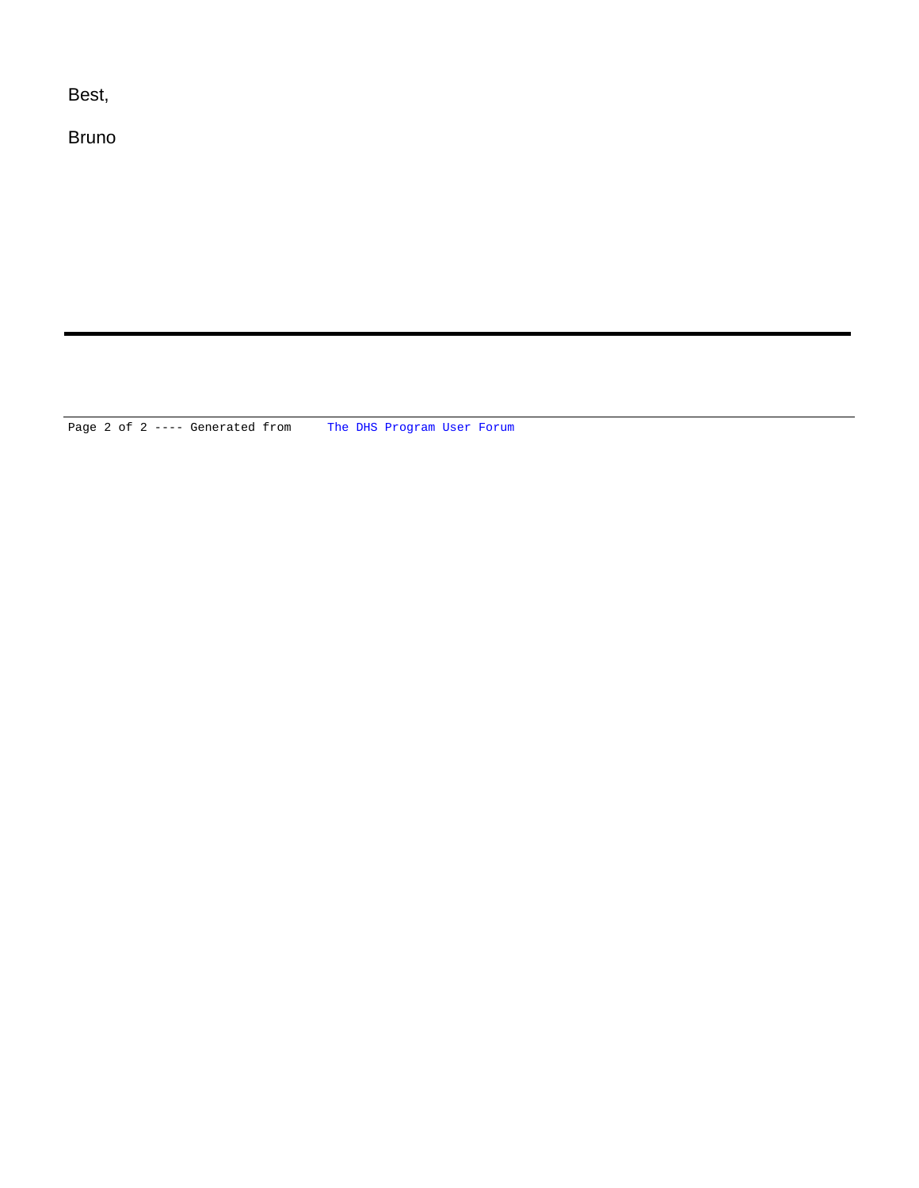Best,

Bruno